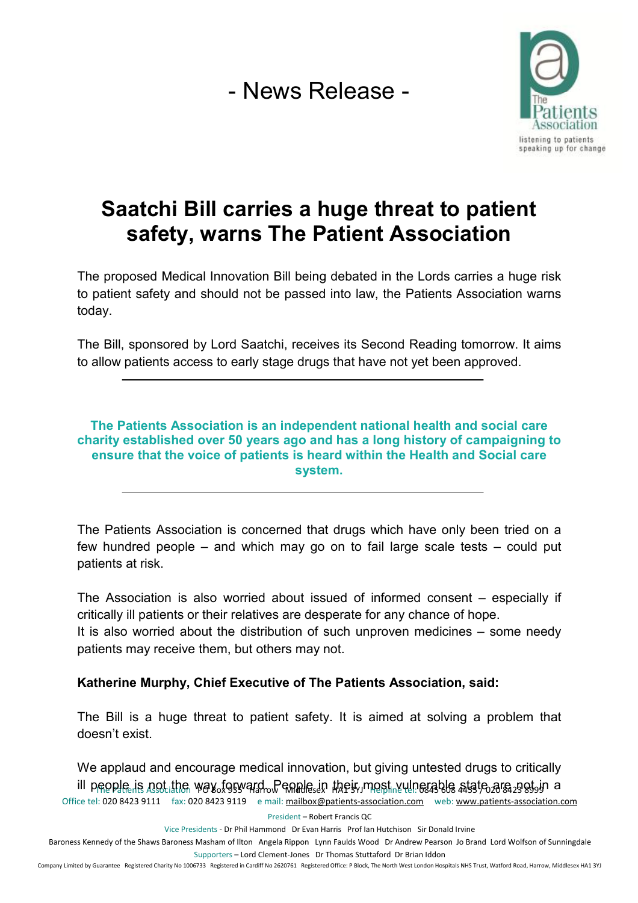- News Release -

# Saatchi Bill carries a huge threat to patient safety, warns The Patient Association

The proposed Medical Innovation Bill being debated in the Lords carries a huge risk to patient safety and should not be passed into law, the Patients Association warns today.

The Bill, sponsored by Lord Saatchi, receives its Second Reading tomorrow. It aims to allow patients access to early stage drugs that have not yet been approved.

---

**The Patients Association is an independent national health and social care charity established over 50 years ago and has a long history of campaigning to ensure that the voice of patients is heard within the Health and Social care system.**

---

The Patients Association is concerned that drugs which have only been tried on a few hundred people – and which may go on to fail large scale tests – could put patients at risk.

The Association is also worried about issued of informed consent – especially if critically ill patients or their relatives are desperate for any chance of hope.
It is also worried about the distribution of such unproven medicines – some needy patients may receive them, but others may not.

**Katherine Murphy, Chief Executive of The Patients Association, said:**

The Bill is a huge threat to patient safety. It is aimed at solving a problem that doesn't exist.

We applaud and encourage medical innovation, but giving untested drugs to critically ill people is not the way forward. People in their most vulnerable state are not in a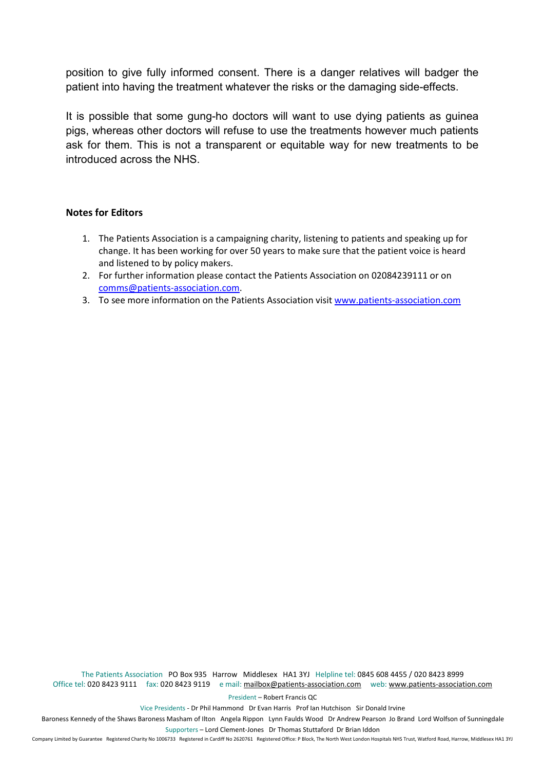position to give fully informed consent. There is a danger relatives will badger the patient into having the treatment whatever the risks or the damaging side-effects.

It is possible that some gung-ho doctors will want to use dying patients as guinea pigs, whereas other doctors will refuse to use the treatments however much patients ask for them. This is not a transparent or equitable way for new treatments to be introduced across the NHS.

**Notes for Editors**

1. The Patients Association is a campaigning charity, listening to patients and speaking up for change. It has been working for over 50 years to make sure that the patient voice is heard and listened to by policy makers.
2. For further information please contact the Patients Association on 02084239111 or on comms@patients-association.com.
3. To see more information on the Patients Association visit www.patients-association.com

The Patients Association PO Box 935 Harrow Middlesex HA1 3YJ Helpline tel: 0845 608 4455 / 020 8423 8999
Office tel: 020 8423 9111 fax: 020 8423 9119 e mail: mailbox@patients-association.com web: www.patients-association.com

President – Robert Francis QC

Vice Presidents - Dr Phil Hammond Dr Evan Harris Prof Ian Hutchison Sir Donald Irvine

Baroness Kennedy of the Shaws Baroness Masham of Ilton Angela Rippon Lynn Faulds Wood Dr Andrew Pearson Jo Brand Lord Wolfson of Sunningdale

Supporters – Lord Clement-Jones Dr Thomas Stuttaford Dr Brian Iddon

Company Limited by Guarantee Registered Charity No 1006733 Registered in Cardiff No 2620761 Registered Office: P Block, The North West London Hospitals NHS Trust, Watford Road, Harrow, Middlesex HA1 3YJ